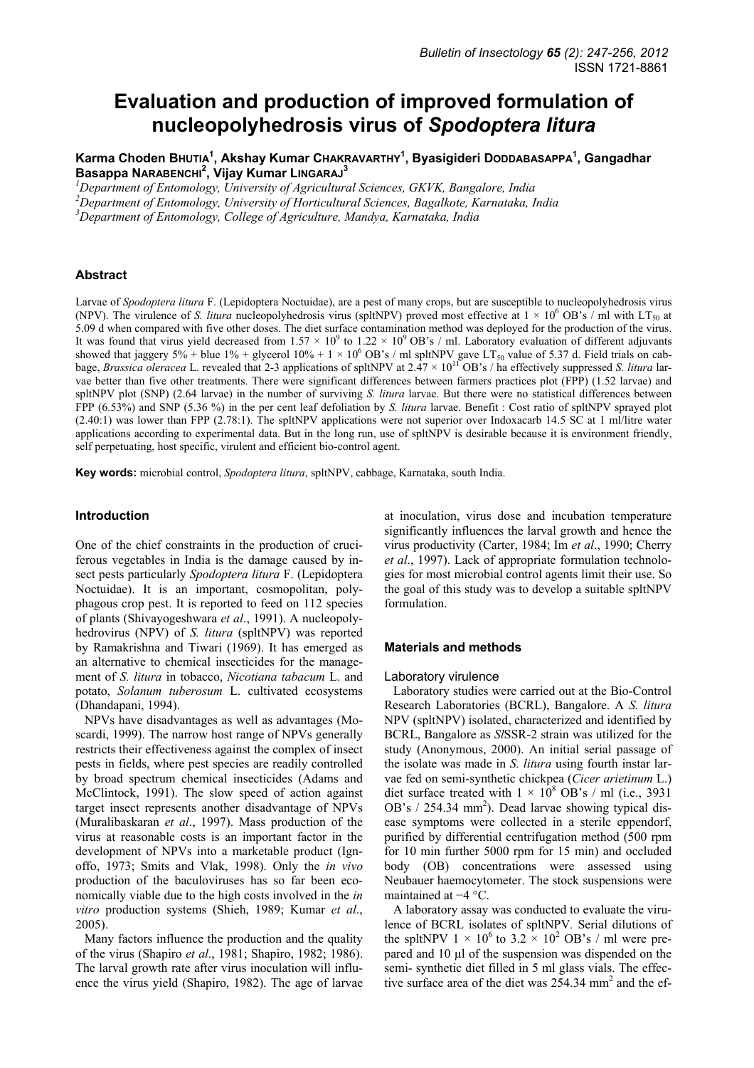# Evaluation and production of improved formulation of nucleopolyhedrosis virus of *Spodoptera litura*

**Karma Choden Bhutia[1], Akshay Kumar Chakravarthy[1], Byasigideri Doddabasappa[1], Gangadhar Basappa Narabenchi[2], Vijay Kumar Lingaraj[3]**

[1]*Department of Entomology, University of Agricultural Sciences, GKVK, Bangalore, India*
[2]*Department of Entomology, University of Horticultural Sciences, Bagalkote, Karnataka, India*
[3]*Department of Entomology, College of Agriculture, Mandya, Karnataka, India*

## Abstract

Larvae of *Spodoptera litura* F. (Lepidoptera Noctuidae), are a pest of many crops, but are susceptible to nucleopolyhedrosis virus (NPV). The virulence of *S. litura* nucleopolyhedrosis virus (spltNPV) proved most effective at $1 \times 10^6$ OB's / ml with $LT_{50}$ at 5.09 d when compared with five other doses. The diet surface contamination method was deployed for the production of the virus. It was found that virus yield decreased from $1.57 \times 10^9$ to $1.22 \times 10^9$ OB's / ml. Laboratory evaluation of different adjuvants showed that jaggery 5% + blue 1% + glycerol 10% + $1 \times 10^6$ OB's / ml spltNPV gave $LT_{50}$ value of 5.37 d. Field trials on cabbage, *Brassica oleracea* L. revealed that 2-3 applications of spltNPV at $2.47 \times 10^{11}$ OB's / ha effectively suppressed *S. litura* larvae better than five other treatments. There were significant differences between farmers practices plot (FPP) (1.52 larvae) and spltNPV plot (SNP) (2.64 larvae) in the number of surviving *S. litura* larvae. But there were no statistical differences between FPP (6.53%) and SNP (5.36 %) in the per cent leaf defoliation by *S. litura* larvae. Benefit : Cost ratio of spltNPV sprayed plot (2.40:1) was lower than FPP (2.78:1). The spltNPV applications were not superior over Indoxacarb 14.5 SC at 1 ml/litre water applications according to experimental data. But in the long run, use of spltNPV is desirable because it is environment friendly, self perpetuating, host specific, virulent and efficient bio-control agent.

**Key words:** microbial control, *Spodoptera litura*, spltNPV, cabbage, Karnataka, south India.

## Introduction

One of the chief constraints in the production of cruciferous vegetables in India is the damage caused by insect pests particularly *Spodoptera litura* F. (Lepidoptera Noctuidae). It is an important, cosmopolitan, polyphagous crop pest. It is reported to feed on 112 species of plants (Shivayogeshwara *et al*., 1991). A nucleopolyhedrovirus (NPV) of *S. litura* (spltNPV) was reported by Ramakrishna and Tiwari (1969). It has emerged as an alternative to chemical insecticides for the management of *S. litura* in tobacco, *Nicotiana tabacum* L. and potato, *Solanum tuberosum* L. cultivated ecosystems (Dhandapani, 1994).

NPVs have disadvantages as well as advantages (Moscardi, 1999). The narrow host range of NPVs generally restricts their effectiveness against the complex of insect pests in fields, where pest species are readily controlled by broad spectrum chemical insecticides (Adams and McClintock, 1991). The slow speed of action against target insect represents another disadvantage of NPVs (Muralibaskaran *et al*., 1997). Mass production of the virus at reasonable costs is an important factor in the development of NPVs into a marketable product (Ignoffo, 1973; Smits and Vlak, 1998). Only the *in vivo* production of the baculoviruses has so far been economically viable due to the high costs involved in the *in vitro* production systems (Shieh, 1989; Kumar *et al*., 2005).

Many factors influence the production and the quality of the virus (Shapiro *et al*., 1981; Shapiro, 1982; 1986). The larval growth rate after virus inoculation will influence the virus yield (Shapiro, 1982). The age of larvae at inoculation, virus dose and incubation temperature significantly influences the larval growth and hence the virus productivity (Carter, 1984; Im *et al*., 1990; Cherry *et al*., 1997). Lack of appropriate formulation technologies for most microbial control agents limit their use. So the goal of this study was to develop a suitable spltNPV formulation.

## Materials and methods

### Laboratory virulence

Laboratory studies were carried out at the Bio-Control Research Laboratories (BCRL), Bangalore. A *S. litura* NPV (spltNPV) isolated, characterized and identified by BCRL, Bangalore as *Sl*SSR-2 strain was utilized for the study (Anonymous, 2000). An initial serial passage of the isolate was made in *S. litura* using fourth instar larvae fed on semi-synthetic chickpea (*Cicer arietinum* L.) diet surface treated with $1 \times 10^8$ OB's / ml (i.e., 3931 OB's / 254.34 $mm^2$). Dead larvae showing typical disease symptoms were collected in a sterile eppendorf, purified by differential centrifugation method (500 rpm for 10 min further 5000 rpm for 15 min) and occluded body (OB) concentrations were assessed using Neubauer haemocytometer. The stock suspensions were maintained at −4 °C.

A laboratory assay was conducted to evaluate the virulence of BCRL isolates of spltNPV. Serial dilutions of the spltNPV $1 \times 10^6$ to $3.2 \times 10^2$ OB's / ml were prepared and 10 µl of the suspension was dispended on the semi- synthetic diet filled in 5 ml glass vials. The effective surface area of the diet was 254.34 $mm^2$ and the ef-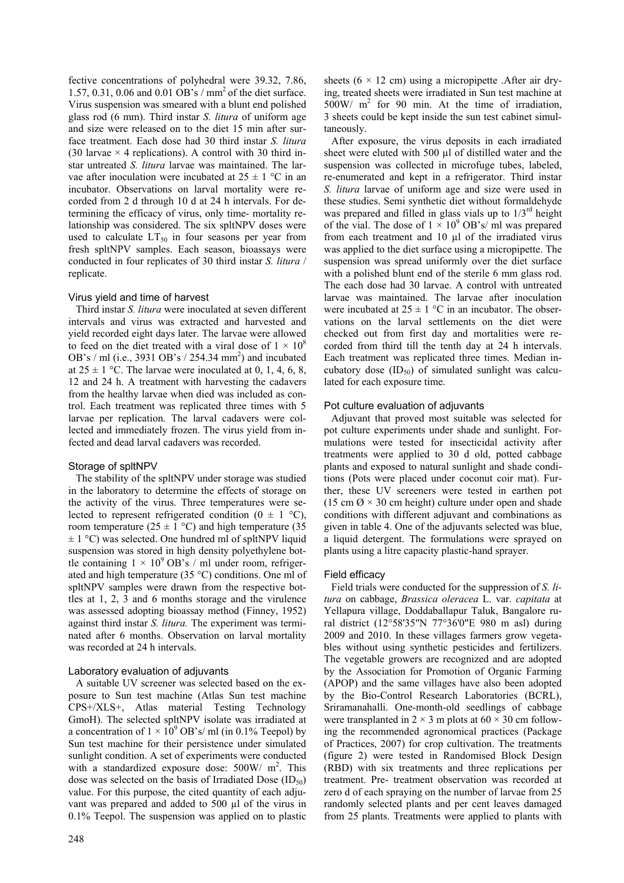fective concentrations of polyhedral were 39.32, 7.86, 1.57, 0.31, 0.06 and 0.01 OB's / $mm^2$ of the diet surface. Virus suspension was smeared with a blunt end polished glass rod (6 mm). Third instar *S. litura* of uniform age and size were released on to the diet 15 min after surface treatment. Each dose had 30 third instar *S. litura* (30 larvae × 4 replications). A control with 30 third instar untreated *S. litura* larvae was maintained. The larvae after inoculation were incubated at 25 ± 1 °C in an incubator. Observations on larval mortality were recorded from 2 d through 10 d at 24 h intervals. For determining the efficacy of virus, only time- mortality relationship was considered. The six spltNPV doses were used to calculate $LT_{50}$ in four seasons per year from fresh spltNPV samples. Each season, bioassays were conducted in four replicates of 30 third instar *S. litura* / replicate.

### Virus yield and time of harvest

Third instar *S. litura* were inoculated at seven different intervals and virus was extracted and harvested and yield recorded eight days later. The larvae were allowed to feed on the diet treated with a viral dose of $1 \times 10^8$ OB's / ml (i.e., 3931 OB's / 254.34 $mm^2$) and incubated at 25 ± 1 °C. The larvae were inoculated at 0, 1, 4, 6, 8, 12 and 24 h. A treatment with harvesting the cadavers from the healthy larvae when died was included as control. Each treatment was replicated three times with 5 larvae per replication. The larval cadavers were collected and immediately frozen. The virus yield from infected and dead larval cadavers was recorded.

### Storage of spltNPV

The stability of the spltNPV under storage was studied in the laboratory to determine the effects of storage on the activity of the virus. Three temperatures were selected to represent refrigerated condition (0 ± 1 °C), room temperature (25 ± 1 °C) and high temperature (35 ± 1 °C) was selected. One hundred ml of spltNPV liquid suspension was stored in high density polyethylene bottle containing $1 \times 10^9$ OB's / ml under room, refrigerated and high temperature (35 °C) conditions. One ml of spltNPV samples were drawn from the respective bottles at 1, 2, 3 and 6 months storage and the virulence was assessed adopting bioassay method (Finney, 1952) against third instar *S. litura.* The experiment was terminated after 6 months. Observation on larval mortality was recorded at 24 h intervals.

### Laboratory evaluation of adjuvants

A suitable UV screener was selected based on the exposure to Sun test machine (Atlas Sun test machine CPS+/XLS+, Atlas material Testing Technology GmoH). The selected spltNPV isolate was irradiated at a concentration of $1 \times 10^9$ OB's/ ml (in 0.1% Teepol) by Sun test machine for their persistence under simulated sunlight condition. A set of experiments were conducted with a standardized exposure dose: 500W/ $m^2$. This dose was selected on the basis of Irradiated Dose ($ID_{50}$) value. For this purpose, the cited quantity of each adjuvant was prepared and added to 500 µl of the virus in 0.1% Teepol. The suspension was applied on to plastic sheets (6 × 12 cm) using a micropipette .After air drying, treated sheets were irradiated in Sun test machine at 500W/ $m^2$ for 90 min. At the time of irradiation, 3 sheets could be kept inside the sun test cabinet simultaneously.

After exposure, the virus deposits in each irradiated sheet were eluted with 500 µl of distilled water and the suspension was collected in microfuge tubes, labeled, re-enumerated and kept in a refrigerator. Third instar *S. litura* larvae of uniform age and size were used in these studies. Semi synthetic diet without formaldehyde was prepared and filled in glass vials up to 1/3rd height of the vial. The dose of $1 \times 10^9$ OB's/ ml was prepared from each treatment and 10 µl of the irradiated virus was applied to the diet surface using a micropipette. The suspension was spread uniformly over the diet surface with a polished blunt end of the sterile 6 mm glass rod. The each dose had 30 larvae. A control with untreated larvae was maintained. The larvae after inoculation were incubated at 25 ± 1 °C in an incubator. The observations on the larval settlements on the diet were checked out from first day and mortalities were recorded from third till the tenth day at 24 h intervals. Each treatment was replicated three times. Median incubatory dose ($ID_{50}$) of simulated sunlight was calculated for each exposure time.

### Pot culture evaluation of adjuvants

Adjuvant that proved most suitable was selected for pot culture experiments under shade and sunlight. Formulations were tested for insecticidal activity after treatments were applied to 30 d old, potted cabbage plants and exposed to natural sunlight and shade conditions (Pots were placed under coconut coir mat). Further, these UV screeners were tested in earthen pot (15 cm Ø × 30 cm height) culture under open and shade conditions with different adjuvant and combinations as given in table 4. One of the adjuvants selected was blue, a liquid detergent. The formulations were sprayed on plants using a litre capacity plastic-hand sprayer.

### Field efficacy

Field trials were conducted for the suppression of *S. litura* on cabbage, *Brassica oleracea* L. var. *capitata* at Yellapura village, Doddaballapur Taluk, Bangalore rural district (12°58'35"N 77°36'0"E 980 m asl) during 2009 and 2010. In these villages farmers grow vegetables without using synthetic pesticides and fertilizers. The vegetable growers are recognized and are adopted by the Association for Promotion of Organic Farming (APOP) and the same villages have also been adopted by the Bio-Control Research Laboratories (BCRL), Sriramanahalli. One-month-old seedlings of cabbage were transplanted in 2 × 3 m plots at 60 × 30 cm following the recommended agronomical practices (Package of Practices, 2007) for crop cultivation. The treatments (figure 2) were tested in Randomised Block Design (RBD) with six treatments and three replications per treatment. Pre- treatment observation was recorded at zero d of each spraying on the number of larvae from 25 randomly selected plants and per cent leaves damaged from 25 plants. Treatments were applied to plants with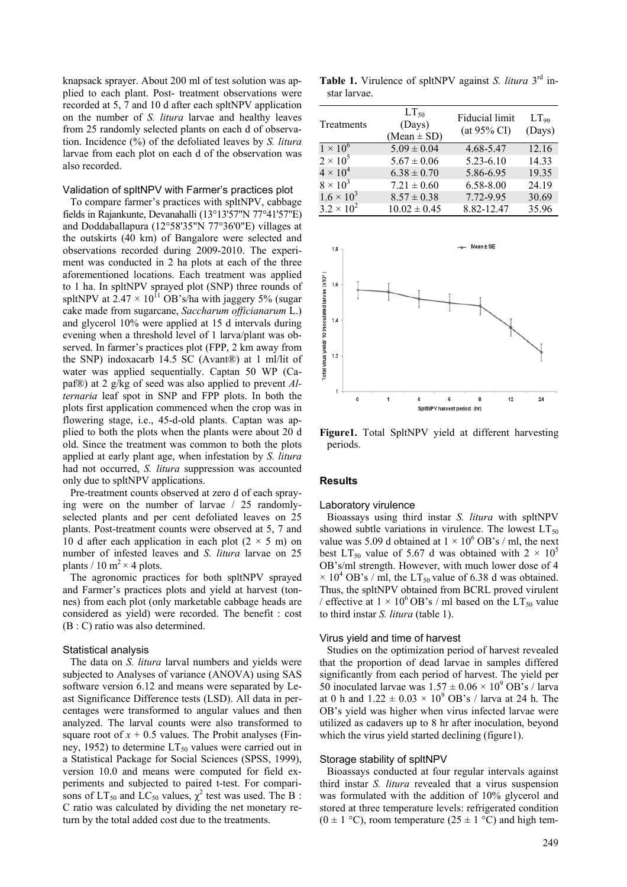knapsack sprayer. About 200 ml of test solution was applied to each plant. Post- treatment observations were recorded at 5, 7 and 10 d after each spltNPV application on the number of *S. litura* larvae and healthy leaves from 25 randomly selected plants on each d of observation. Incidence (%) of the defoliated leaves by *S. litura* larvae from each plot on each d of the observation was also recorded.

### Validation of spltNPV with Farmer's practices plot

To compare farmer's practices with spltNPV, cabbage fields in Rajankunte, Devanahalli (13°13'57"N 77°41'57"E) and Doddaballapura (12°58'35"N 77°36'0"E) villages at the outskirts (40 km) of Bangalore were selected and observations recorded during 2009-2010. The experiment was conducted in 2 ha plots at each of the three aforementioned locations. Each treatment was applied to 1 ha. In spltNPV sprayed plot (SNP) three rounds of spltNPV at $2.47 \times 10^{11}$ OB's/ha with jaggery 5% (sugar cake made from sugarcane, *Saccharum officianarum* L.) and glycerol 10% were applied at 15 d intervals during evening when a threshold level of 1 larva/plant was observed. In farmer's practices plot (FPP, 2 km away from the SNP) indoxacarb 14.5 SC (Avant®) at 1 ml/lit of water was applied sequentially. Captan 50 WP (Capaf®) at 2 g/kg of seed was also applied to prevent *Alternaria* leaf spot in SNP and FPP plots. In both the plots first application commenced when the crop was in flowering stage, i.e., 45-d-old plants. Captan was applied to both the plots when the plants were about 20 d old. Since the treatment was common to both the plots applied at early plant age, when infestation by *S. litura* had not occurred, *S. litura* suppression was accounted only due to spltNPV applications.

Pre-treatment counts observed at zero d of each spraying were on the number of larvae / 25 randomly-selected plants and per cent defoliated leaves on 25 plants. Post-treatment counts were observed at 5, 7 and 10 d after each application in each plot ($2 \times 5$ m) on number of infested leaves and *S. litura* larvae on 25 plants / 10 $m^2 \times 4$ plots.

The agronomic practices for both spltNPV sprayed and Farmer's practices plots and yield at harvest (tonnes) from each plot (only marketable cabbage heads are considered as yield) were recorded. The benefit : cost (B : C) ratio was also determined.

### Statistical analysis

The data on *S. litura* larval numbers and yields were subjected to Analyses of variance (ANOVA) using SAS software version 6.12 and means were separated by Least Significance Difference tests (LSD). All data in percentages were transformed to angular values and then analyzed. The larval counts were also transformed to square root of $x + 0.5$ values. The Probit analyses (Finney, 1952) to determine $LT_{50}$ values were carried out in a Statistical Package for Social Sciences (SPSS, 1999), version 10.0 and means were computed for field experiments and subjected to paired t-test. For comparisons of $LT_{50}$ and $LC_{50}$ values, $\chi^2$ test was used. The B : C ratio was calculated by dividing the net monetary return by the total added cost due to the treatments.

**Table 1.** Virulence of spltNPV against *S. litura* 3[rd] instar larvae.

| Treatments | $LT_{50}$ (Days) (Mean ± SD) | Fiducial limit (at 95% CI) | $LT_{99}$ (Days) |
|---|---|---|---|
| $1 \times 10^6$ | 5.09 ± 0.04 | 4.68-5.47 | 12.16 |
| $2 \times 10^5$ | 5.67 ± 0.06 | 5.23-6.10 | 14.33 |
| $4 \times 10^4$ | 6.38 ± 0.70 | 5.86-6.95 | 19.35 |
| $8 \times 10^3$ | 7.21 ± 0.60 | 6.58-8.00 | 24.19 |
| $1.6 \times 10^3$ | 8.57 ± 0.38 | 7.72-9.95 | 30.69 |
| $3.2 \times 10^2$ | 10.02 ± 0.45 | 8.82-12.47 | 35.96 |

**Figure1.** Total SpltNPV yield at different harvesting periods.

## Results

### Laboratory virulence

Bioassays using third instar *S. litura* with spltNPV showed subtle variations in virulence. The lowest $LT_{50}$ value was 5.09 d obtained at $1 \times 10^6$ OB's / ml, the next best $LT_{50}$ value of 5.67 d was obtained with $2 \times 10^5$ OB's/ml strength. However, with much lower dose of $4 \times 10^4$ OB's / ml, the $LT_{50}$ value of 6.38 d was obtained. Thus, the spltNPV obtained from BCRL proved virulent / effective at $1 \times 10^6$ OB's / ml based on the $LT_{50}$ value to third instar *S. litura* (table 1).

### Virus yield and time of harvest

Studies on the optimization period of harvest revealed that the proportion of dead larvae in samples differed significantly from each period of harvest. The yield per 50 inoculated larvae was $1.57 \pm 0.06 \times 10^9$ OB's / larva at 0 h and $1.22 \pm 0.03 \times 10^9$ OB's / larva at 24 h. The OB's yield was higher when virus infected larvae were utilized as cadavers up to 8 hr after inoculation, beyond which the virus yield started declining (figure1).

### Storage stability of spltNPV

Bioassays conducted at four regular intervals against third instar *S. litura* revealed that a virus suspension was formulated with the addition of 10% glycerol and stored at three temperature levels: refrigerated condition (0 ± 1 °C), room temperature (25 ± 1 °C) and high tem-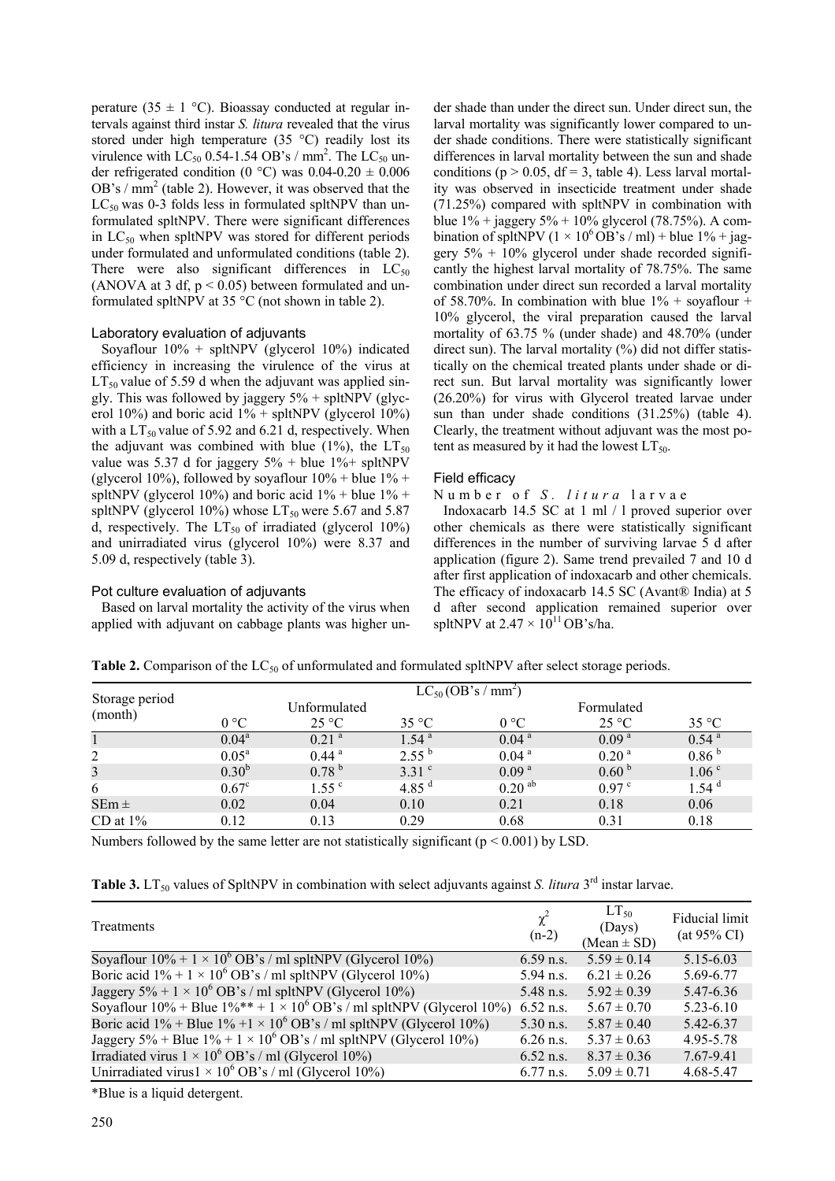perature (35 ± 1 °C). Bioassay conducted at regular intervals against third instar *S. litura* revealed that the virus stored under high temperature (35 °C) readily lost its virulence with $LC_{50}$ 0.54-1.54 OB's / mm$^2$. The $LC_{50}$ under refrigerated condition (0 °C) was 0.04-0.20 ± 0.006 OB's / mm$^2$ (table 2). However, it was observed that the $LC_{50}$ was 0-3 folds less in formulated spltNPV than unformulated spltNPV. There were significant differences in $LC_{50}$ when spltNPV was stored for different periods under formulated and unformulated conditions (table 2). There were also significant differences in $LC_{50}$ (ANOVA at 3 df, $p < 0.05$) between formulated and unformulated spltNPV at 35 °C (not shown in table 2).

### Laboratory evaluation of adjuvants

Soyaflour 10% + spltNPV (glycerol 10%) indicated efficiency in increasing the virulence of the virus at $LT_{50}$ value of 5.59 d when the adjuvant was applied singly. This was followed by jaggery 5% + spltNPV (glycerol 10%) and boric acid 1% + spltNPV (glycerol 10%) with a $LT_{50}$ value of 5.92 and 6.21 d, respectively. When the adjuvant was combined with blue (1%), the $LT_{50}$ value was 5.37 d for jaggery 5% + blue 1%+ spltNPV (glycerol 10%), followed by soyaflour 10% + blue 1% + spltNPV (glycerol 10%) and boric acid 1% + blue 1% + spltNPV (glycerol 10%) whose $LT_{50}$ were 5.67 and 5.87 d, respectively. The $LT_{50}$ of irradiated (glycerol 10%) and unirradiated virus (glycerol 10%) were 8.37 and 5.09 d, respectively (table 3).

### Pot culture evaluation of adjuvants

Based on larval mortality the activity of the virus when applied with adjuvant on cabbage plants was higher under shade than under the direct sun. Under direct sun, the larval mortality was significantly lower compared to under shade conditions. There were statistically significant differences in larval mortality between the sun and shade conditions ($p > 0.05$, df = 3, table 4). Less larval mortality was observed in insecticide treatment under shade (71.25%) compared with spltNPV in combination with blue 1% + jaggery 5% + 10% glycerol (78.75%). A combination of spltNPV ($1 \times 10^6$ OB's / ml) + blue 1% + jaggery 5% + 10% glycerol under shade recorded significantly the highest larval mortality of 78.75%. The same combination under direct sun recorded a larval mortality of 58.70%. In combination with blue 1% + soyaflour + 10% glycerol, the viral preparation caused the larval mortality of 63.75 % (under shade) and 48.70% (under direct sun). The larval mortality (%) did not differ statistically on the chemical treated plants under shade or direct sun. But larval mortality was significantly lower (26.20%) for virus with Glycerol treated larvae under sun than under shade conditions (31.25%) (table 4). Clearly, the treatment without adjuvant was the most potent as measured by it had the lowest $LT_{50}$.

### Field efficacy

Number of *S. litura* larvae

Indoxacarb 14.5 SC at 1 ml / l proved superior over other chemicals as there were statistically significant differences in the number of surviving larvae 5 d after application (figure 2). Same trend prevailed 7 and 10 d after first application of indoxacarb and other chemicals. The efficacy of indoxacarb 14.5 SC (Avant® India) at 5 d after second application remained superior over spltNPV at $2.47 \times 10^{11}$ OB's/ha.

**Table 2.** Comparison of the $LC_{50}$ of unformulated and formulated spltNPV after select storage periods.

| Storage period (month) | $LC_{50}$ (OB's / mm$^2$) | | | | | |
|---|---|---|---|---|---|---|
| | Unformulated | | | Formulated | | |
| | 0 °C | 25 °C | 35 °C | 0 °C | 25 °C | 35 °C |
| 1 | 0.04$^a$ | 0.21$^a$ | 1.54$^a$ | 0.04$^a$ | 0.09$^a$ | 0.54$^a$ |
| 2 | 0.05$^a$ | 0.44$^a$ | 2.55$^b$ | 0.04$^a$ | 0.20$^a$ | 0.86$^b$ |
| 3 | 0.30$^b$ | 0.78$^b$ | 3.31$^c$ | 0.09$^a$ | 0.60$^b$ | 1.06$^c$ |
| 6 | 0.67$^c$ | 1.55$^c$ | 4.85$^d$ | 0.20$^{ab}$ | 0.97$^c$ | 1.54$^d$ |
| SEm ± | 0.02 | 0.04 | 0.10 | 0.21 | 0.18 | 0.06 |
| CD at 1% | 0.12 | 0.13 | 0.29 | 0.68 | 0.31 | 0.18 |

Numbers followed by the same letter are not statistically significant ($p < 0.001$) by LSD.

**Table 3.** $LT_{50}$ values of SpltNPV in combination with select adjuvants against *S. litura* 3$^{rd}$ instar larvae.

| Treatments | $\chi^2$ (n-2) | $LT_{50}$ (Days) (Mean ± SD) | Fiducial limit (at 95% CI) |
|---|---|---|---|
| Soyaflour 10% + $1 \times 10^6$ OB's / ml spltNPV (Glycerol 10%) | 6.59 n.s. | 5.59 ± 0.14 | 5.15-6.03 |
| Boric acid 1% + $1 \times 10^6$ OB's / ml spltNPV (Glycerol 10%) | 5.94 n.s. | 6.21 ± 0.26 | 5.69-6.77 |
| Jaggery 5% + $1 \times 10^6$ OB's / ml spltNPV (Glycerol 10%) | 5.48 n.s. | 5.92 ± 0.39 | 5.47-6.36 |
| Soyaflour 10% + Blue 1%** + $1 \times 10^6$ OB's / ml spltNPV (Glycerol 10%) | 6.52 n.s. | 5.67 ± 0.70 | 5.23-6.10 |
| Boric acid 1% + Blue 1% +$1 \times 10^6$ OB's / ml spltNPV (Glycerol 10%) | 5.30 n.s. | 5.87 ± 0.40 | 5.42-6.37 |
| Jaggery 5% + Blue 1% + $1 \times 10^6$ OB's / ml spltNPV (Glycerol 10%) | 6.26 n.s. | 5.37 ± 0.63 | 4.95-5.78 |
| Irradiated virus $1 \times 10^6$ OB's / ml (Glycerol 10%) | 6.52 n.s. | 8.37 ± 0.36 | 7.67-9.41 |
| Unirradiated virus$1 \times 10^6$ OB's / ml (Glycerol 10%) | 6.77 n.s. | 5.09 ± 0.71 | 4.68-5.47 |

*Blue is a liquid detergent.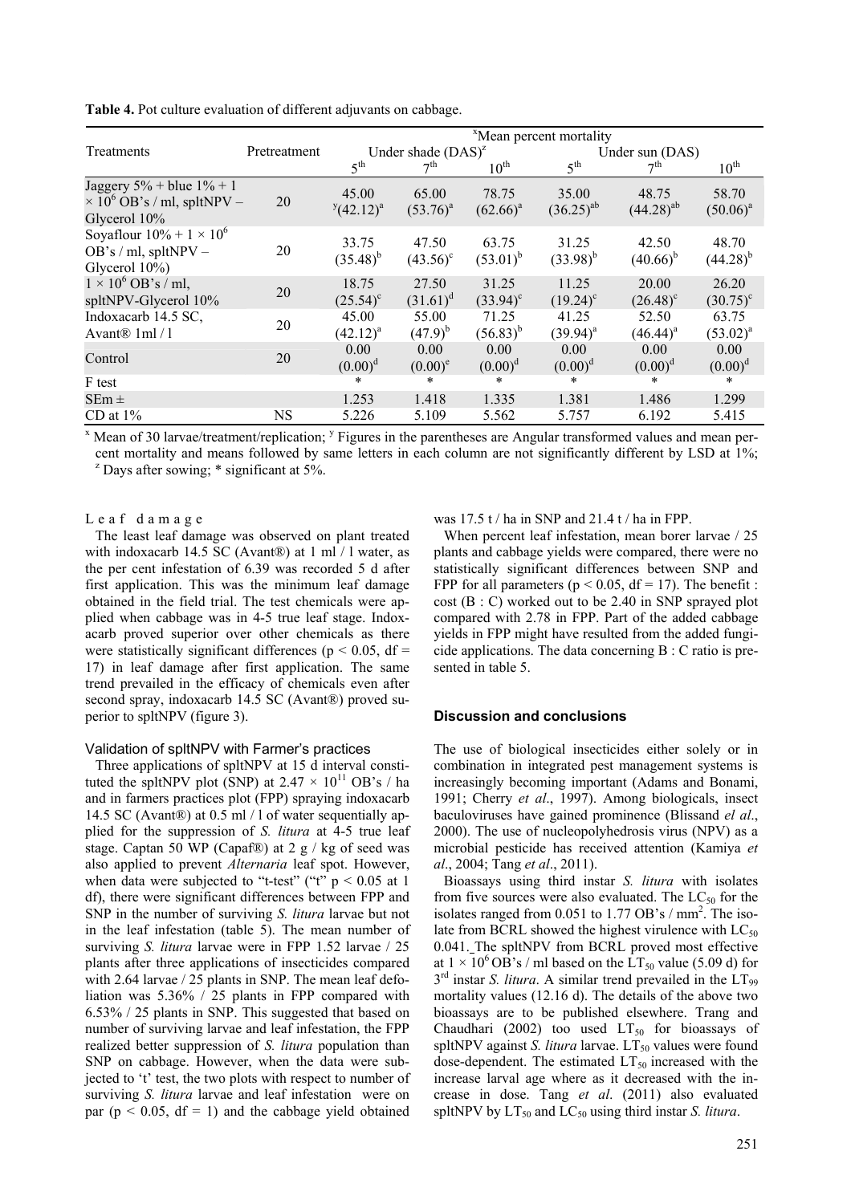**Table 4.** Pot culture evaluation of different adjuvants on cabbage.

| Treatments | Pretreatment | [x]Mean percent mortality | | | | | |
|---|---|---|---|---|---|---|---|
| | | Under shade (DAS)[z] | | | Under sun (DAS) | | |
| | | $5^{th}$ | $7^{th}$ | $10^{th}$ | $5^{th}$ | $7^{th}$ | $10^{th}$ |
| Jaggery 5% + blue 1% + 1 $\times 10^6$ OB's / ml, spltNPV – Glycerol 10% | 20 | 45.00 [y](42.12)[a] | 65.00 (53.76)[a] | 78.75 (62.66)[a] | 35.00 (36.25)[ab] | 48.75 (44.28)[ab] | 58.70 (50.06)[a] |
| Soyaflour 10% + 1 $\times 10^6$ OB's / ml, spltNPV – Glycerol 10%) | 20 | 33.75 (35.48)[b] | 47.50 (43.56)[c] | 63.75 (53.01)[b] | 31.25 (33.98)[b] | 42.50 (40.66)[b] | 48.70 (44.28)[b] |
| 1 $\times 10^6$ OB's / ml, spltNPV-Glycerol 10% | 20 | 18.75 (25.54)[c] | 27.50 (31.61)[d] | 31.25 (33.94)[c] | 11.25 (19.24)[c] | 20.00 (26.48)[c] | 26.20 (30.75)[c] |
| Indoxacarb 14.5 SC, Avant® 1ml / l | 20 | 45.00 (42.12)[a] | 55.00 (47.9)[b] | 71.25 (56.83)[b] | 41.25 (39.94)[a] | 52.50 (46.44)[a] | 63.75 (53.02)[a] |
| Control | 20 | 0.00 (0.00)[d] | 0.00 (0.00)[e] | 0.00 (0.00)[d] | 0.00 (0.00)[d] | 0.00 (0.00)[d] | 0.00 (0.00)[d] |
| F test | | * | * | * | * | * | * |
| SEm ± | | 1.253 | 1.418 | 1.335 | 1.381 | 1.486 | 1.299 |
| CD at 1% | NS | 5.226 | 5.109 | 5.562 | 5.757 | 6.192 | 5.415 |

[x] Mean of 30 larvae/treatment/replication; [y] Figures in the parentheses are Angular transformed values and mean percent mortality and means followed by same letters in each column are not significantly different by LSD at 1%; [z] Days after sowing; * significant at 5%.

#### Leaf damage

The least leaf damage was observed on plant treated with indoxacarb 14.5 SC (Avant®) at 1 ml / l water, as the per cent infestation of 6.39 was recorded 5 d after first application. This was the minimum leaf damage obtained in the field trial. The test chemicals were applied when cabbage was in 4-5 true leaf stage. Indoxacarb proved superior over other chemicals as there were statistically significant differences ($p < 0.05$, df = 17) in leaf damage after first application. The same trend prevailed in the efficacy of chemicals even after second spray, indoxacarb 14.5 SC (Avant®) proved superior to spltNPV (figure 3).

#### Validation of spltNPV with Farmer's practices

Three applications of spltNPV at 15 d interval constituted the spltNPV plot (SNP) at $2.47 \times 10^{11}$ OB's / ha and in farmers practices plot (FPP) spraying indoxacarb 14.5 SC (Avant®) at 0.5 ml / l of water sequentially applied for the suppression of *S. litura* at 4-5 true leaf stage. Captan 50 WP (Capaf®) at 2 g / kg of seed was also applied to prevent *Alternaria* leaf spot. However, when data were subjected to "t-test" ("t" $p < 0.05$ at 1 df), there were significant differences between FPP and SNP in the number of surviving *S. litura* larvae but not in the leaf infestation (table 5). The mean number of surviving *S. litura* larvae were in FPP 1.52 larvae / 25 plants after three applications of insecticides compared with 2.64 larvae / 25 plants in SNP. The mean leaf defoliation was 5.36% / 25 plants in FPP compared with 6.53% / 25 plants in SNP. This suggested that based on number of surviving larvae and leaf infestation, the FPP realized better suppression of *S. litura* population than SNP on cabbage. However, when the data were subjected to 't' test, the two plots with respect to number of surviving *S. litura* larvae and leaf infestation were on par ($p < 0.05$, df = 1) and the cabbage yield obtained was 17.5 t / ha in SNP and 21.4 t / ha in FPP.

When percent leaf infestation, mean borer larvae / 25 plants and cabbage yields were compared, there were no statistically significant differences between SNP and FPP for all parameters ($p < 0.05$, df = 17). The benefit : cost (B : C) worked out to be 2.40 in SNP sprayed plot compared with 2.78 in FPP. Part of the added cabbage yields in FPP might have resulted from the added fungicide applications. The data concerning B : C ratio is presented in table 5.

## Discussion and conclusions

The use of biological insecticides either solely or in combination in integrated pest management systems is increasingly becoming important (Adams and Bonami, 1991; Cherry *et al*., 1997). Among biologicals, insect baculoviruses have gained prominence (Blissand *el al*., 2000). The use of nucleopolyhedrosis virus (NPV) as a microbial pesticide has received attention (Kamiya *et al*., 2004; Tang *et al*., 2011).

Bioassays using third instar *S. litura* with isolates from five sources were also evaluated. The $LC_{50}$ for the isolates ranged from 0.051 to 1.77 OB's / mm$^2$. The isolate from BCRL showed the highest virulence with $LC_{50}$ 0.041. The spltNPV from BCRL proved most effective at $1 \times 10^6$ OB's / ml based on the $LT_{50}$ value (5.09 d) for 3rd instar *S. litura*. A similar trend prevailed in the $LT_{99}$ mortality values (12.16 d). The details of the above two bioassays are to be published elsewhere. Trang and Chaudhari (2002) too used $LT_{50}$ for bioassays of spltNPV against *S. litura* larvae. $LT_{50}$ values were found dose-dependent. The estimated $LT_{50}$ increased with the increase larval age where as it decreased with the increase in dose. Tang *et al*. (2011) also evaluated spltNPV by $LT_{50}$ and $LC_{50}$ using third instar *S. litura*.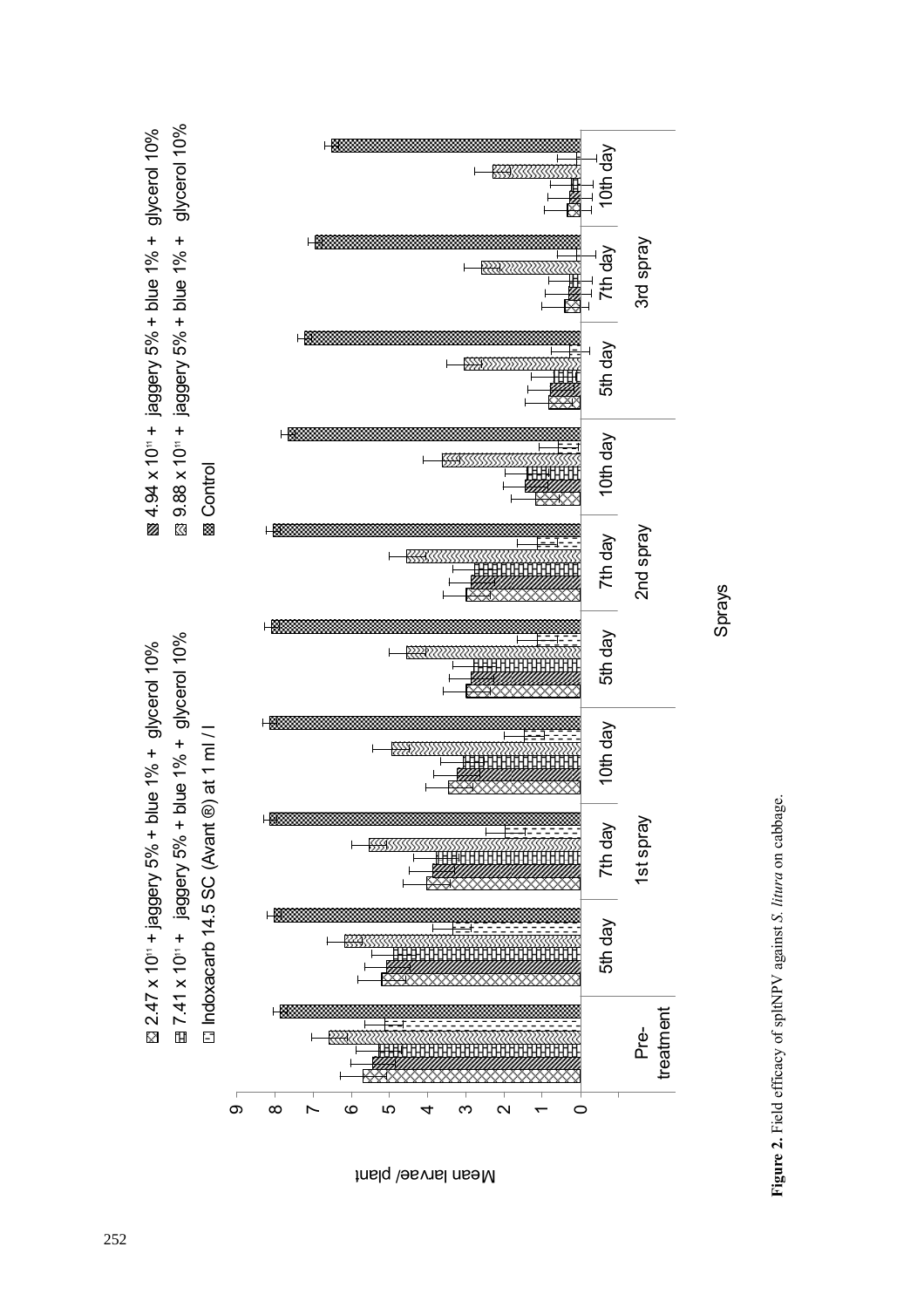**Figure 2.** Field efficacy of spltNPV against *S. litura* on cabbage.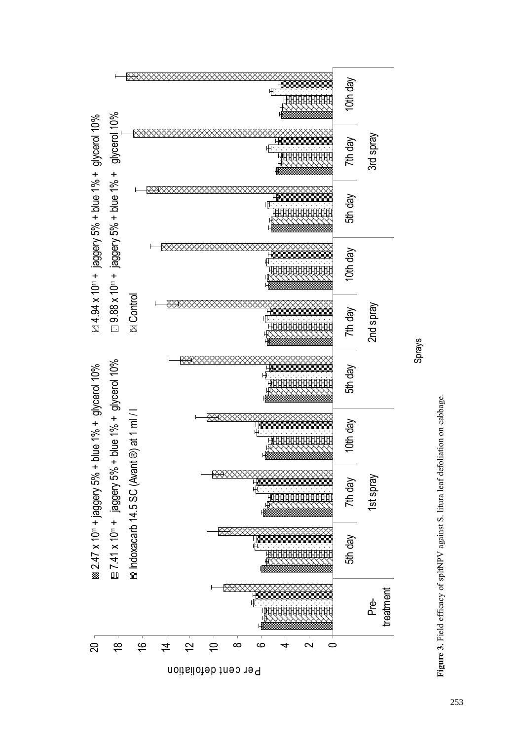**Figure 3.** Field efficacy of spltNPV against S. litura leaf defoliation on cabbage.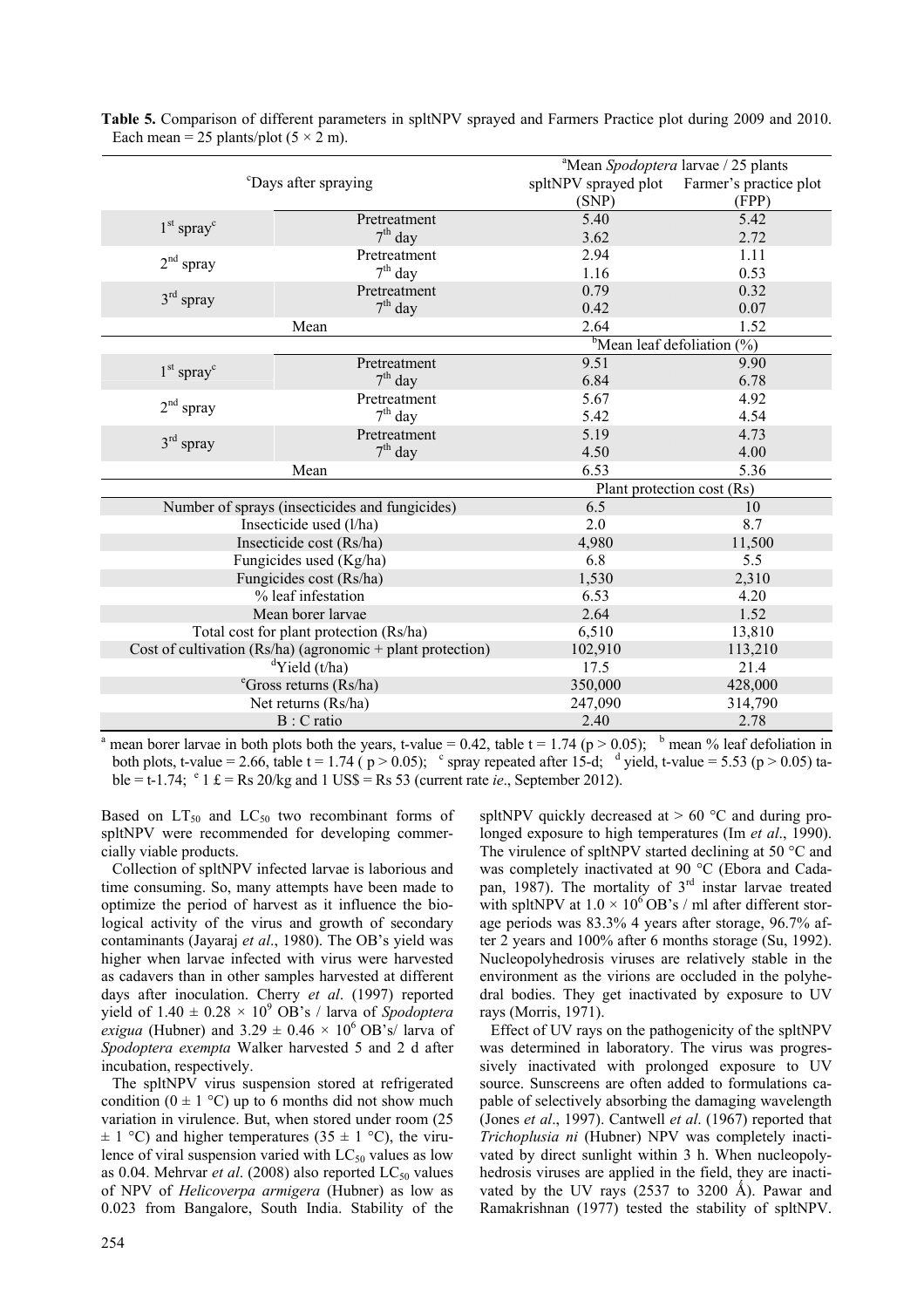**Table 5.** Comparison of different parameters in spltNPV sprayed and Farmers Practice plot during 2009 and 2010. Each mean = 25 plants/plot (5 × 2 m).

| [c]Days after spraying | | [a]Mean *Spodoptera* larvae / 25 plants | |
|---|---|---|---|
| | | spltNPV sprayed plot (SNP) | Farmer's practice plot (FPP) |
| 1[st] spray[c] | Pretreatment | 5.40 | 5.42 |
| | 7[th] day | 3.62 | 2.72 |
| 2[nd] spray | Pretreatment | 2.94 | 1.11 |
| | 7[th] day | 1.16 | 0.53 |
| 3[rd] spray | Pretreatment | 0.79 | 0.32 |
| | 7[th] day | 0.42 | 0.07 |
| Mean | | 2.64 | 1.52 |
| | | [b]Mean leaf defoliation (%) | |
| 1[st] spray[c] | Pretreatment | 9.51 | 9.90 |
| | 7[th] day | 6.84 | 6.78 |
| 2[nd] spray | Pretreatment | 5.67 | 4.92 |
| | 7[th] day | 5.42 | 4.54 |
| 3[rd] spray | Pretreatment | 5.19 | 4.73 |
| | 7[th] day | 4.50 | 4.00 |
| Mean | | 6.53 | 5.36 |
| | | Plant protection cost (Rs) | |
| Number of sprays (insecticides and fungicides) | | 6.5 | 10 |
| Insecticide used (l/ha) | | 2.0 | 8.7 |
| Insecticide cost (Rs/ha) | | 4,980 | 11,500 |
| Fungicides used (Kg/ha) | | 6.8 | 5.5 |
| Fungicides cost (Rs/ha) | | 1,530 | 2,310 |
| % leaf infestation | | 6.53 | 4.20 |
| Mean borer larvae | | 2.64 | 1.52 |
| Total cost for plant protection (Rs/ha) | | 6,510 | 13,810 |
| Cost of cultivation (Rs/ha) (agronomic + plant protection) | | 102,910 | 113,210 |
| [d]Yield (t/ha) | | 17.5 | 21.4 |
| [e]Gross returns (Rs/ha) | | 350,000 | 428,000 |
| Net returns (Rs/ha) | | 247,090 | 314,790 |
| B : C ratio | | 2.40 | 2.78 |

[a] mean borer larvae in both plots both the years, t-value = 0.42, table t = 1.74 ($p > 0.05$); [b] mean % leaf defoliation in both plots, t-value = 2.66, table t = 1.74 ( $p > 0.05$); [c] spray repeated after 15-d; [d] yield, t-value = 5.53 ($p > 0.05$) table = t-1.74; [e] 1 £ = Rs 20/kg and 1 US$ = Rs 53 (current rate *ie*., September 2012).

Based on $LT_{50}$ and $LC_{50}$ two recombinant forms of spltNPV were recommended for developing commercially viable products.

Collection of spltNPV infected larvae is laborious and time consuming. So, many attempts have been made to optimize the period of harvest as it influence the biological activity of the virus and growth of secondary contaminants (Jayaraj *et al*., 1980). The OB's yield was higher when larvae infected with virus were harvested as cadavers than in other samples harvested at different days after inoculation. Cherry *et al*. (1997) reported yield of $1.40 \pm 0.28 \times 10^9$ OB's / larva of *Spodoptera exigua* (Hubner) and $3.29 \pm 0.46 \times 10^6$ OB's/ larva of *Spodoptera exempta* Walker harvested 5 and 2 d after incubation, respectively.

The spltNPV virus suspension stored at refrigerated condition ($0 \pm 1$ °C) up to 6 months did not show much variation in virulence. But, when stored under room ($25 \pm 1$ °C) and higher temperatures ($35 \pm 1$ °C), the virulence of viral suspension varied with $LC_{50}$ values as low as 0.04. Mehrvar *et al*. (2008) also reported $LC_{50}$ values of NPV of *Helicoverpa armigera* (Hubner) as low as 0.023 from Bangalore, South India. Stability of the spltNPV quickly decreased at > 60 °C and during prolonged exposure to high temperatures (Im *et al*., 1990). The virulence of spltNPV started declining at 50 °C and was completely inactivated at 90 °C (Ebora and Cadapan, 1987). The mortality of 3[rd] instar larvae treated with spltNPV at $1.0 \times 10^6$ OB's / ml after different storage periods was 83.3% 4 years after storage, 96.7% after 2 years and 100% after 6 months storage (Su, 1992). Nucleopolyhedrosis viruses are relatively stable in the environment as the virions are occluded in the polyhedral bodies. They get inactivated by exposure to UV rays (Morris, 1971).

Effect of UV rays on the pathogenicity of the spltNPV was determined in laboratory. The virus was progressively inactivated with prolonged exposure to UV source. Sunscreens are often added to formulations capable of selectively absorbing the damaging wavelength (Jones *et al*., 1997). Cantwell *et al*. (1967) reported that *Trichoplusia ni* (Hubner) NPV was completely inactivated by direct sunlight within 3 h. When nucleopolyhedrosis viruses are applied in the field, they are inactivated by the UV rays (2537 to 3200 Å). Pawar and Ramakrishnan (1977) tested the stability of spltNPV.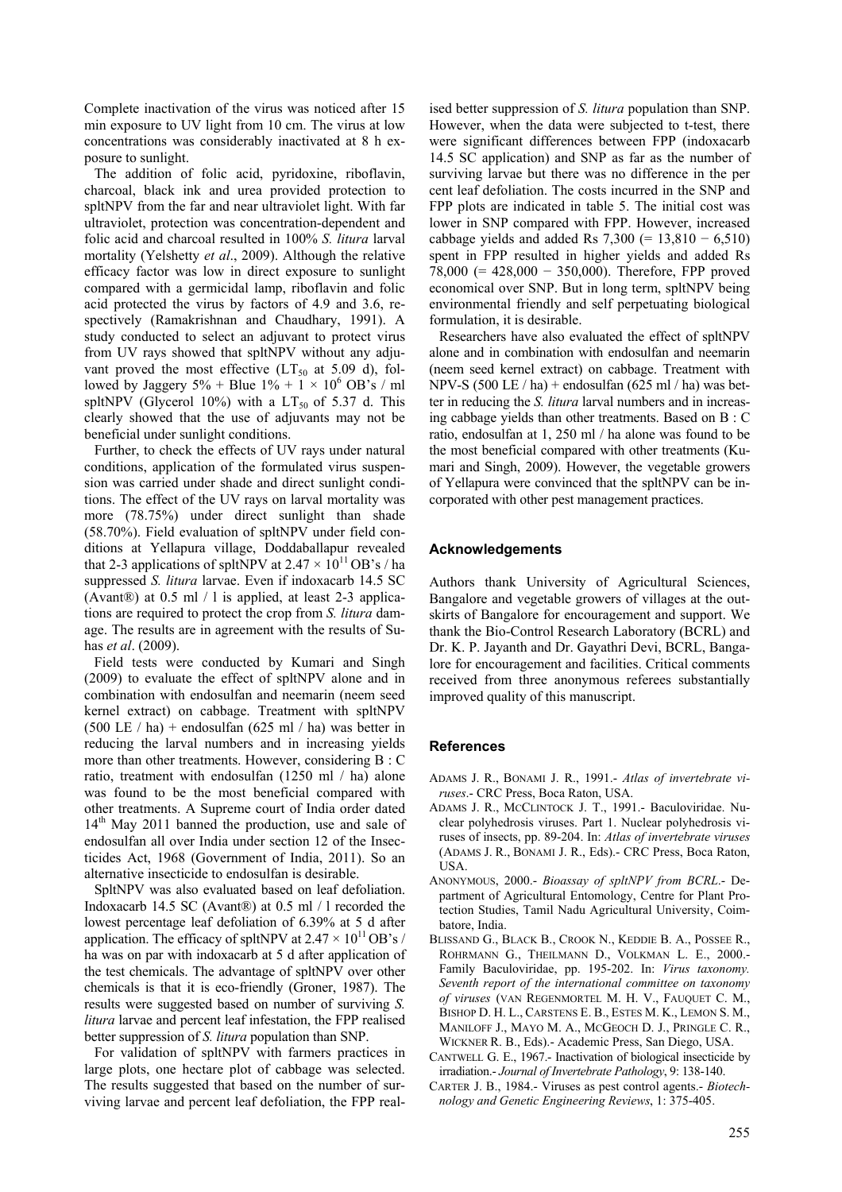Complete inactivation of the virus was noticed after 15 min exposure to UV light from 10 cm. The virus at low concentrations was considerably inactivated at 8 h exposure to sunlight.

The addition of folic acid, pyridoxine, riboflavin, charcoal, black ink and urea provided protection to spltNPV from the far and near ultraviolet light. With far ultraviolet, protection was concentration-dependent and folic acid and charcoal resulted in 100% *S. litura* larval mortality (Yelshetty *et al*., 2009). Although the relative efficacy factor was low in direct exposure to sunlight compared with a germicidal lamp, riboflavin and folic acid protected the virus by factors of 4.9 and 3.6, respectively (Ramakrishnan and Chaudhary, 1991). A study conducted to select an adjuvant to protect virus from UV rays showed that spltNPV without any adjuvant proved the most effective ($LT_{50}$ at 5.09 d), followed by Jaggery 5% + Blue 1% + $1 \times 10^6$ OB's / ml spltNPV (Glycerol 10%) with a $LT_{50}$ of 5.37 d. This clearly showed that the use of adjuvants may not be beneficial under sunlight conditions.

Further, to check the effects of UV rays under natural conditions, application of the formulated virus suspension was carried under shade and direct sunlight conditions. The effect of the UV rays on larval mortality was more (78.75%) under direct sunlight than shade (58.70%). Field evaluation of spltNPV under field conditions at Yellapura village, Doddaballapur revealed that 2-3 applications of spltNPV at $2.47 \times 10^{11}$ OB's / ha suppressed *S. litura* larvae. Even if indoxacarb 14.5 SC (Avant®) at 0.5 ml / l is applied, at least 2-3 applications are required to protect the crop from *S. litura* damage. The results are in agreement with the results of Suhas *et al*. (2009).

Field tests were conducted by Kumari and Singh (2009) to evaluate the effect of spltNPV alone and in combination with endosulfan and neemarin (neem seed kernel extract) on cabbage. Treatment with spltNPV (500 LE / ha) + endosulfan (625 ml / ha) was better in reducing the larval numbers and in increasing yields more than other treatments. However, considering B : C ratio, treatment with endosulfan (1250 ml / ha) alone was found to be the most beneficial compared with other treatments. A Supreme court of India order dated 14th May 2011 banned the production, use and sale of endosulfan all over India under section 12 of the Insecticides Act, 1968 (Government of India, 2011). So an alternative insecticide to endosulfan is desirable.

SpltNPV was also evaluated based on leaf defoliation. Indoxacarb 14.5 SC (Avant®) at 0.5 ml / l recorded the lowest percentage leaf defoliation of 6.39% at 5 d after application. The efficacy of spltNPV at $2.47 \times 10^{11}$ OB's / ha was on par with indoxacarb at 5 d after application of the test chemicals. The advantage of spltNPV over other chemicals is that it is eco-friendly (Groner, 1987). The results were suggested based on number of surviving *S. litura* larvae and percent leaf infestation, the FPP realised better suppression of *S. litura* population than SNP.

For validation of spltNPV with farmers practices in large plots, one hectare plot of cabbage was selected. The results suggested that based on the number of surviving larvae and percent leaf defoliation, the FPP realised better suppression of *S. litura* population than SNP. However, when the data were subjected to t-test, there were significant differences between FPP (indoxacarb 14.5 SC application) and SNP as far as the number of surviving larvae but there was no difference in the per cent leaf defoliation. The costs incurred in the SNP and FPP plots are indicated in table 5. The initial cost was lower in SNP compared with FPP. However, increased cabbage yields and added Rs 7,300 (= 13,810 − 6,510) spent in FPP resulted in higher yields and added Rs 78,000 (= 428,000 − 350,000). Therefore, FPP proved economical over SNP. But in long term, spltNPV being environmental friendly and self perpetuating biological formulation, it is desirable.

Researchers have also evaluated the effect of spltNPV alone and in combination with endosulfan and neemarin (neem seed kernel extract) on cabbage. Treatment with NPV-S (500 LE / ha) + endosulfan (625 ml / ha) was better in reducing the *S. litura* larval numbers and in increasing cabbage yields than other treatments. Based on B : C ratio, endosulfan at 1, 250 ml / ha alone was found to be the most beneficial compared with other treatments (Kumari and Singh, 2009). However, the vegetable growers of Yellapura were convinced that the spltNPV can be incorporated with other pest management practices.

## Acknowledgements

Authors thank University of Agricultural Sciences, Bangalore and vegetable growers of villages at the outskirts of Bangalore for encouragement and support. We thank the Bio-Control Research Laboratory (BCRL) and Dr. K. P. Jayanth and Dr. Gayathri Devi, BCRL, Bangalore for encouragement and facilities. Critical comments received from three anonymous referees substantially improved quality of this manuscript.

## References

ADAMS J. R., BONAMI J. R., 1991.- *Atlas of invertebrate viruses*.- CRC Press, Boca Raton, USA.

ADAMS J. R., MCCLINTOCK J. T., 1991.- Baculoviridae. Nuclear polyhedrosis viruses. Part 1. Nuclear polyhedrosis viruses of insects, pp. 89-204. In: *Atlas of invertebrate viruses* (ADAMS J. R., BONAMI J. R., Eds).- CRC Press, Boca Raton, USA.

ANONYMOUS, 2000.- *Bioassay of spltNPV from BCRL*.- Department of Agricultural Entomology, Centre for Plant Protection Studies, Tamil Nadu Agricultural University, Coimbatore, India.

BLISSAND G., BLACK B., CROOK N., KEDDIE B. A., POSSEE R., ROHRMANN G., THEILMANN D., VOLKMAN L. E., 2000.- Family Baculoviridae, pp. 195-202. In: *Virus taxonomy. Seventh report of the international committee on taxonomy of viruses* (VAN REGENMORTEL M. H. V., FAUQUET C. M., BISHOP D. H. L., CARSTENS E. B., ESTES M. K., LEMON S. M., MANILOFF J., MAYO M. A., MCGEOCH D. J., PRINGLE C. R., WICKNER R. B., Eds).- Academic Press, San Diego, USA.

CANTWELL G. E., 1967.- Inactivation of biological insecticide by irradiation.- *Journal of Invertebrate Pathology*, 9: 138-140.

CARTER J. B., 1984.- Viruses as pest control agents.- *Biotechnology and Genetic Engineering Reviews*, 1: 375-405.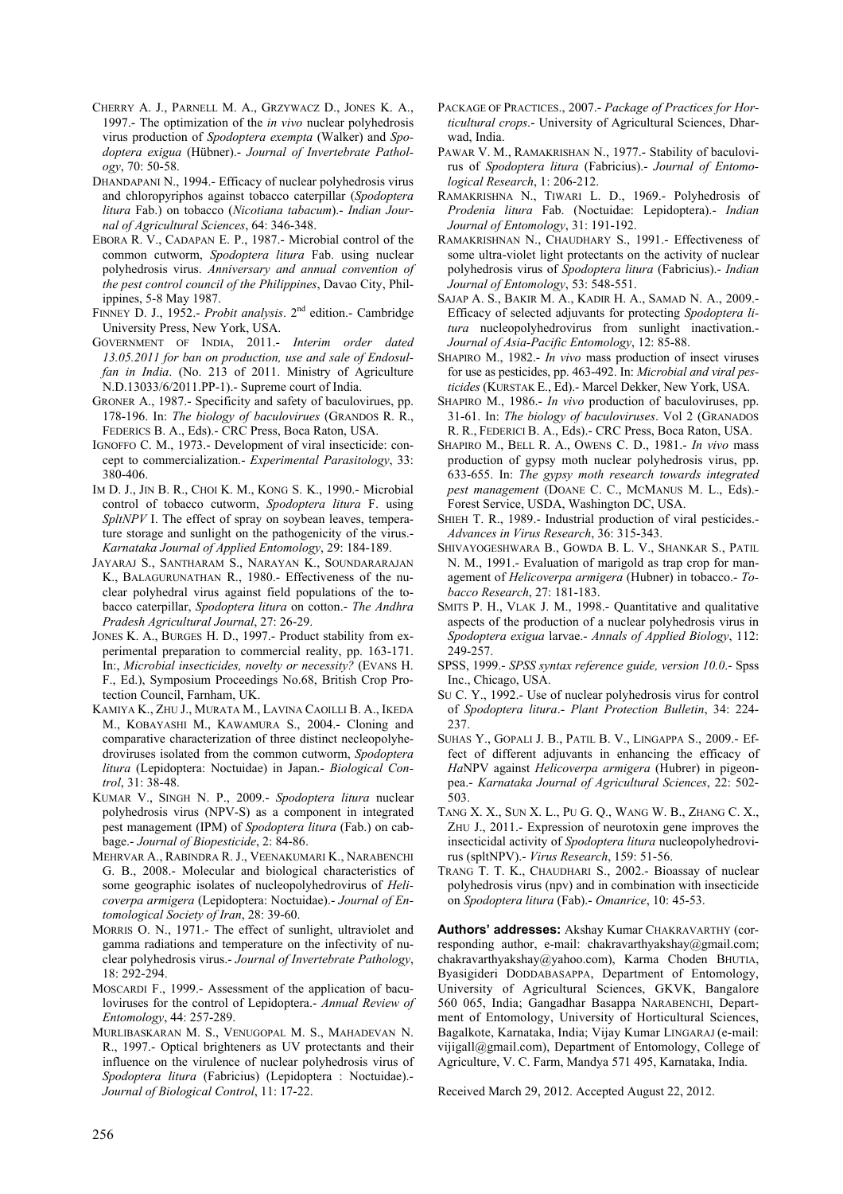CHERRY A. J., PARNELL M. A., GRZYWACZ D., JONES K. A., 1997.- The optimization of the *in vivo* nuclear polyhedrosis virus production of *Spodoptera exempta* (Walker) and *Spodoptera exigua* (Hübner).- *Journal of Invertebrate Pathology*, 70: 50-58.

DHANDAPANI N., 1994.- Efficacy of nuclear polyhedrosis virus and chloropyriphos against tobacco caterpillar (*Spodoptera litura* Fab.) on tobacco (*Nicotiana tabacum*).- *Indian Journal of Agricultural Sciences*, 64: 346-348.

EBORA R. V., CADAPAN E. P., 1987.- Microbial control of the common cutworm, *Spodoptera litura* Fab. using nuclear polyhedrosis virus. *Anniversary and annual convention of the pest control council of the Philippines*, Davao City, Philippines, 5-8 May 1987.

FINNEY D. J., 1952.- *Probit analysis*. 2nd edition.- Cambridge University Press, New York, USA.

GOVERNMENT OF INDIA, 2011.- *Interim order dated 13.05.2011 for ban on production, use and sale of Endosulfan in India*. (No. 213 of 2011. Ministry of Agriculture N.D.13033/6/2011.PP-1).- Supreme court of India.

GRONER A., 1987.- Specificity and safety of baculovirues, pp. 178-196. In: *The biology of baculovirues* (GRANDOS R. R., FEDERICS B. A., Eds).- CRC Press, Boca Raton, USA.

IGNOFFO C. M., 1973.- Development of viral insecticide: concept to commercialization.- *Experimental Parasitology*, 33: 380-406.

IM D. J., JIN B. R., CHOI K. M., KONG S. K., 1990.- Microbial control of tobacco cutworm, *Spodoptera litura* F. using *SpltNPV* I. The effect of spray on soybean leaves, temperature storage and sunlight on the pathogenicity of the virus.- *Karnataka Journal of Applied Entomology*, 29: 184-189.

JAYARAJ S., SANTHARAM S., NARAYAN K., SOUNDARARAJAN K., BALAGURUNATHAN R., 1980.- Effectiveness of the nuclear polyhedral virus against field populations of the tobacco caterpillar, *Spodoptera litura* on cotton.- *The Andhra Pradesh Agricultural Journal*, 27: 26-29.

JONES K. A., BURGES H. D., 1997.- Product stability from experimental preparation to commercial reality, pp. 163-171. In:, *Microbial insecticides, novelty or necessity?* (EVANS H. F., Ed.), Symposium Proceedings No.68, British Crop Protection Council, Farnham, UK.

KAMIYA K., ZHU J., MURATA M., LAVINA CAOILLI B. A., IKEDA M., KOBAYASHI M., KAWAMURA S., 2004.- Cloning and comparative characterization of three distinct necleopolyhedroviruses isolated from the common cutworm, *Spodoptera litura* (Lepidoptera: Noctuidae) in Japan.- *Biological Control*, 31: 38-48.

KUMAR V., SINGH N. P., 2009.- *Spodoptera litura* nuclear polyhedrosis virus (NPV-S) as a component in integrated pest management (IPM) of *Spodoptera litura* (Fab.) on cabbage.- *Journal of Biopesticide*, 2: 84-86.

MEHRVAR A., RABINDRA R. J., VEENAKUMARI K., NARABENCHI G. B., 2008.- Molecular and biological characteristics of some geographic isolates of nucleopolyhedrovirus of *Helicoverpa armigera* (Lepidoptera: Noctuidae).- *Journal of Entomological Society of Iran*, 28: 39-60.

MORRIS O. N., 1971.- The effect of sunlight, ultraviolet and gamma radiations and temperature on the infectivity of nuclear polyhedrosis virus.- *Journal of Invertebrate Pathology*, 18: 292-294.

MOSCARDI F., 1999.- Assessment of the application of baculoviruses for the control of Lepidoptera.- *Annual Review of Entomology*, 44: 257-289.

MURLIBASKARAN M. S., VENUGOPAL M. S., MAHADEVAN N. R., 1997.- Optical brighteners as UV protectants and their influence on the virulence of nuclear polyhedrosis virus of *Spodoptera litura* (Fabricius) (Lepidoptera : Noctuidae).- *Journal of Biological Control*, 11: 17-22.

PACKAGE OF PRACTICES., 2007.- *Package of Practices for Horticultural crops*.- University of Agricultural Sciences, Dharwad, India.

PAWAR V. M., RAMAKRISHAN N., 1977.- Stability of baculovirus of *Spodoptera litura* (Fabricius).- *Journal of Entomological Research*, 1: 206-212.

RAMAKRISHNA N., TIWARI L. D., 1969.- Polyhedrosis of *Prodenia litura* Fab. (Noctuidae: Lepidoptera).- *Indian Journal of Entomology*, 31: 191-192.

RAMAKRISHNAN N., CHAUDHARY S., 1991.- Effectiveness of some ultra-violet light protectants on the activity of nuclear polyhedrosis virus of *Spodoptera litura* (Fabricius).- *Indian Journal of Entomology*, 53: 548-551.

SAJAP A. S., BAKIR M. A., KADIR H. A., SAMAD N. A., 2009.- Efficacy of selected adjuvants for protecting *Spodoptera litura* nucleopolyhedrovirus from sunlight inactivation.- *Journal of Asia-Pacific Entomology*, 12: 85-88.

SHAPIRO M., 1982.- *In vivo* mass production of insect viruses for use as pesticides, pp. 463-492. In: *Microbial and viral pesticides* (KURSTAK E., Ed).- Marcel Dekker, New York, USA.

SHAPIRO M., 1986.- *In vivo* production of baculoviruses, pp. 31-61. In: *The biology of baculoviruses*. Vol 2 (GRANADOS R. R., FEDERICI B. A., Eds).- CRC Press, Boca Raton, USA.

SHAPIRO M., BELL R. A., OWENS C. D., 1981.- *In vivo* mass production of gypsy moth nuclear polyhedrosis virus, pp. 633-655. In: *The gypsy moth research towards integrated pest management* (DOANE C. C., MCMANUS M. L., Eds).- Forest Service, USDA, Washington DC, USA.

SHIEH T. R., 1989.- Industrial production of viral pesticides.- *Advances in Virus Research*, 36: 315-343.

SHIVAYOGESHWARA B., GOWDA B. L. V., SHANKAR S., PATIL N. M., 1991.- Evaluation of marigold as trap crop for management of *Helicoverpa armigera* (Hubner) in tobacco.- *Tobacco Research*, 27: 181-183.

SMITS P. H., VLAK J. M., 1998.- Quantitative and qualitative aspects of the production of a nuclear polyhedrosis virus in *Spodoptera exigua* larvae.- *Annals of Applied Biology*, 112: 249-257.

SPSS, 1999.- *SPSS syntax reference guide, version 10.0*.- Spss Inc., Chicago, USA.

SU C. Y., 1992.- Use of nuclear polyhedrosis virus for control of *Spodoptera litura*.- *Plant Protection Bulletin*, 34: 224-237.

SUHAS Y., GOPALI J. B., PATIL B. V., LINGAPPA S., 2009.- Effect of different adjuvants in enhancing the efficacy of *Ha*NPV against *Helicoverpa armigera* (Hubrer) in pigeonpea.- *Karnataka Journal of Agricultural Sciences*, 22: 502-503.

TANG X. X., SUN X. L., PU G. Q., WANG W. B., ZHANG C. X., ZHU J., 2011.- Expression of neurotoxin gene improves the insecticidal activity of *Spodoptera litura* nucleopolyhedrovirus (spltNPV).- *Virus Research*, 159: 51-56.

TRANG T. T. K., CHAUDHARI S., 2002.- Bioassay of nuclear polyhedrosis virus (npv) and in combination with insecticide on *Spodoptera litura* (Fab).- *Omanrice*, 10: 45-53.

**Authors' addresses:** Akshay Kumar CHAKRAVARTHY (corresponding author, e-mail: chakravarthyakshay@gmail.com; chakravarthyakshay@yahoo.com), Karma Choden BHUTIA, Byasigideri DODDABASAPPA, Department of Entomology, University of Agricultural Sciences, GKVK, Bangalore 560 065, India; Gangadhar Basappa NARABENCHI, Department of Entomology, University of Horticultural Sciences, Bagalkote, Karnataka, India; Vijay Kumar LINGARAJ (e-mail: vijigall@gmail.com), Department of Entomology, College of Agriculture, V. C. Farm, Mandya 571 495, Karnataka, India.

Received March 29, 2012. Accepted August 22, 2012.